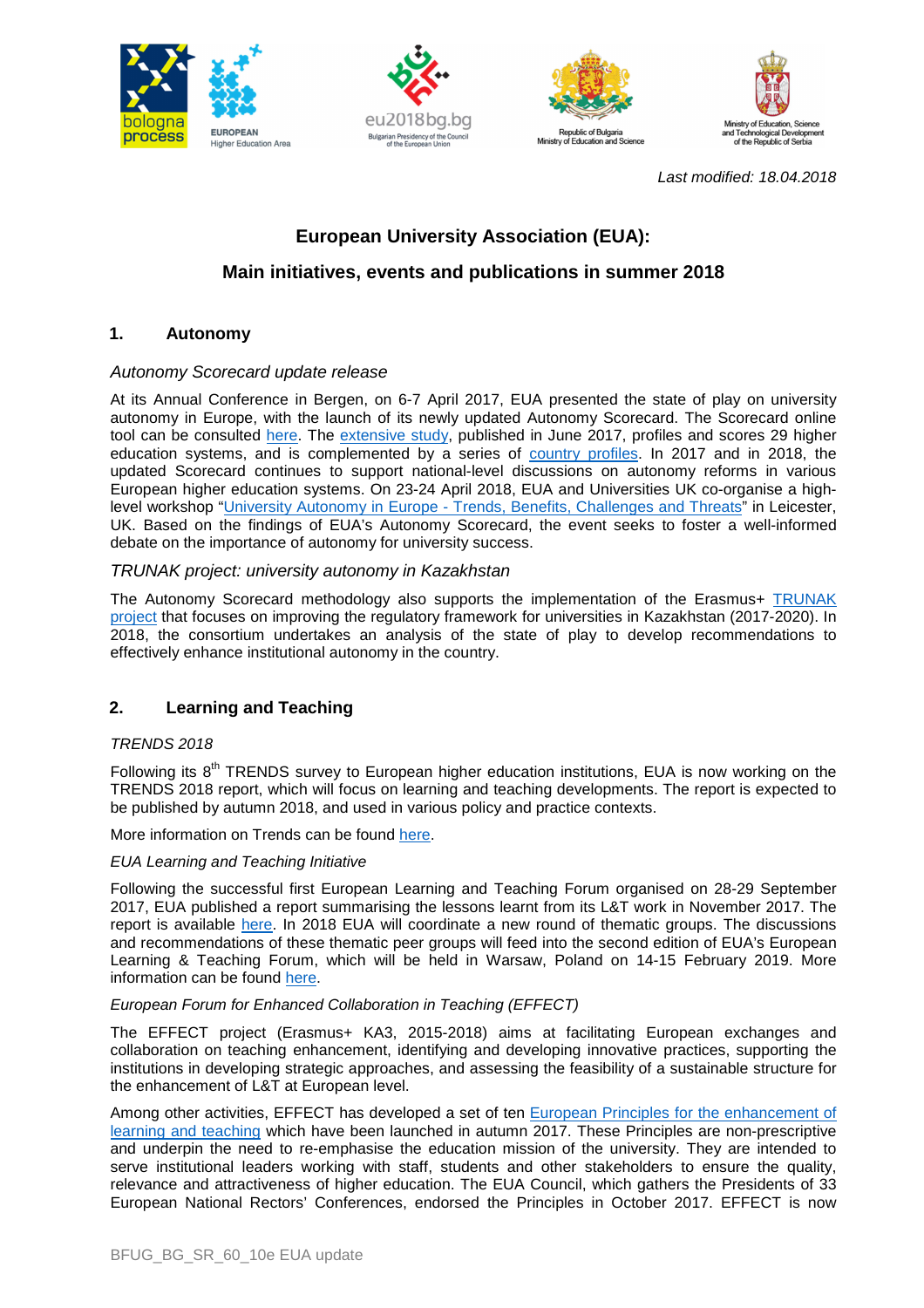*Last modified: 18.04.2018*

# European University Association (EUA):

## Main initiatives, events and publications in summer 2018

### 1. Autonomy

*Autonomy Scorecard update release*

At its Annual Conference in Bergen, on 6-7 April 2017, EUA presented the state of play on university autonomy in Europe, with the launch of its newly updated Autonomy Scorecard. The Scorecard online tool can be consulted here. The extensive study, published in June 2017, profiles and scores 29 higher education systems, and is complemented by a series of country profiles. In 2017 and in 2018, the updated Scorecard continues to support national-level discussions on autonomy reforms in various European higher education systems. On 23-24 April 2018, EUA and Universities UK co-organise a high-level workshop "University Autonomy in Europe - Trends, Benefits, Challenges and Threats" in Leicester, UK. Based on the findings of EUA's Autonomy Scorecard, the event seeks to foster a well-informed debate on the importance of autonomy for university success.

*TRUNAK project: university autonomy in Kazakhstan*

The Autonomy Scorecard methodology also supports the implementation of the Erasmus+ TRUNAK project that focuses on improving the regulatory framework for universities in Kazakhstan (2017-2020). In 2018, the consortium undertakes an analysis of the state of play to develop recommendations to effectively enhance institutional autonomy in the country.

### 2. Learning and Teaching

*TRENDS 2018*

Following its 8th TRENDS survey to European higher education institutions, EUA is now working on the TRENDS 2018 report, which will focus on learning and teaching developments. The report is expected to be published by autumn 2018, and used in various policy and practice contexts.

More information on Trends can be found here.

*EUA Learning and Teaching Initiative*

Following the successful first European Learning and Teaching Forum organised on 28-29 September 2017, EUA published a report summarising the lessons learnt from its L&T work in November 2017. The report is available here. In 2018 EUA will coordinate a new round of thematic groups. The discussions and recommendations of these thematic peer groups will feed into the second edition of EUA's European Learning & Teaching Forum, which will be held in Warsaw, Poland on 14-15 February 2019. More information can be found here.

*European Forum for Enhanced Collaboration in Teaching (EFFECT)*

The EFFECT project (Erasmus+ KA3, 2015-2018) aims at facilitating European exchanges and collaboration on teaching enhancement, identifying and developing innovative practices, supporting the institutions in developing strategic approaches, and assessing the feasibility of a sustainable structure for the enhancement of L&T at European level.

Among other activities, EFFECT has developed a set of ten European Principles for the enhancement of learning and teaching which have been launched in autumn 2017. These Principles are non-prescriptive and underpin the need to re-emphasise the education mission of the university. They are intended to serve institutional leaders working with staff, students and other stakeholders to ensure the quality, relevance and attractiveness of higher education. The EUA Council, which gathers the Presidents of 33 European National Rectors' Conferences, endorsed the Principles in October 2017. EFFECT is now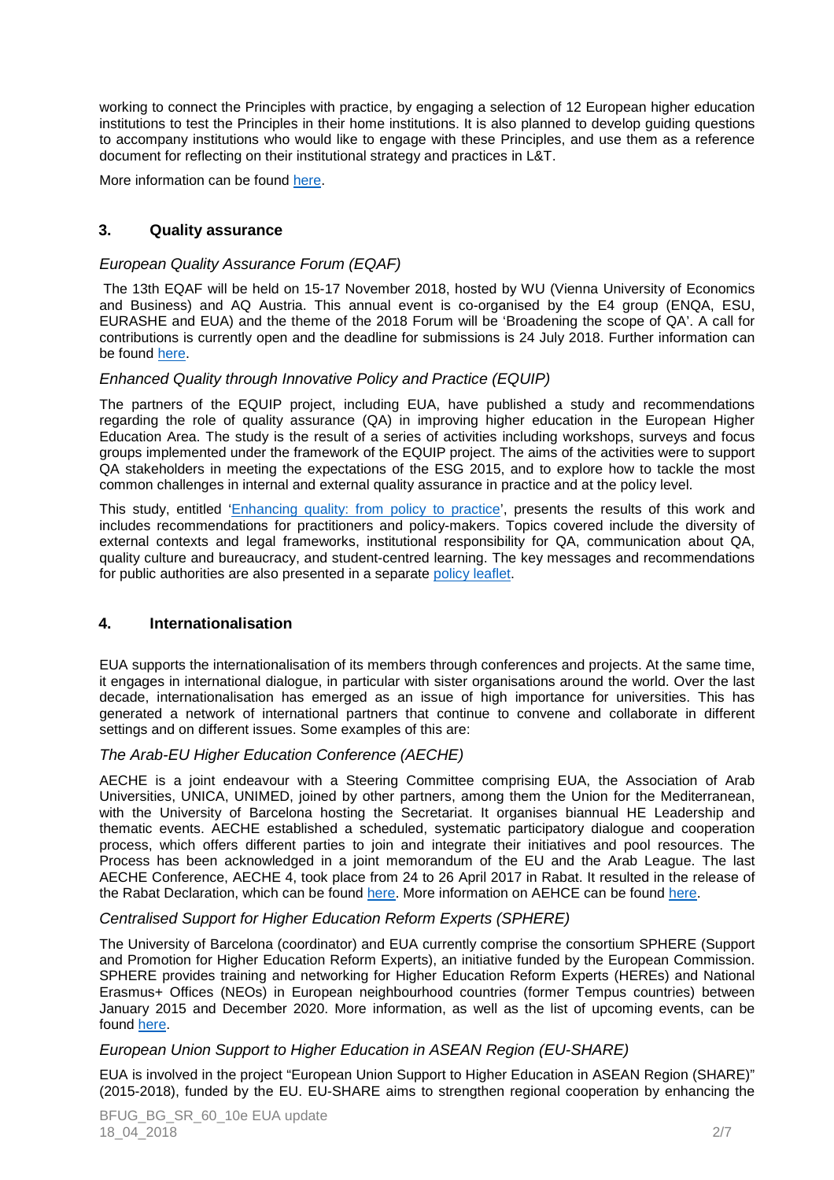working to connect the Principles with practice, by engaging a selection of 12 European higher education institutions to test the Principles in their home institutions. It is also planned to develop guiding questions to accompany institutions who would like to engage with these Principles, and use them as a reference document for reflecting on their institutional strategy and practices in L&T.

More information can be found here.

## 3. Quality assurance

### *European Quality Assurance Forum (EQAF)*

The 13th EQAF will be held on 15-17 November 2018, hosted by WU (Vienna University of Economics and Business) and AQ Austria. This annual event is co-organised by the E4 group (ENQA, ESU, EURASHE and EUA) and the theme of the 2018 Forum will be 'Broadening the scope of QA'. A call for contributions is currently open and the deadline for submissions is 24 July 2018. Further information can be found here.

### *Enhanced Quality through Innovative Policy and Practice (EQUIP)*

The partners of the EQUIP project, including EUA, have published a study and recommendations regarding the role of quality assurance (QA) in improving higher education in the European Higher Education Area. The study is the result of a series of activities including workshops, surveys and focus groups implemented under the framework of the EQUIP project. The aims of the activities were to support QA stakeholders in meeting the expectations of the ESG 2015, and to explore how to tackle the most common challenges in internal and external quality assurance in practice and at the policy level.

This study, entitled 'Enhancing quality: from policy to practice', presents the results of this work and includes recommendations for practitioners and policy-makers. Topics covered include the diversity of external contexts and legal frameworks, institutional responsibility for QA, communication about QA, quality culture and bureaucracy, and student-centred learning. The key messages and recommendations for public authorities are also presented in a separate policy leaflet.

## 4. Internationalisation

EUA supports the internationalisation of its members through conferences and projects. At the same time, it engages in international dialogue, in particular with sister organisations around the world. Over the last decade, internationalisation has emerged as an issue of high importance for universities. This has generated a network of international partners that continue to convene and collaborate in different settings and on different issues. Some examples of this are:

### *The Arab-EU Higher Education Conference (AECHE)*

AECHE is a joint endeavour with a Steering Committee comprising EUA, the Association of Arab Universities, UNICA, UNIMED, joined by other partners, among them the Union for the Mediterranean, with the University of Barcelona hosting the Secretariat. It organises biannual HE Leadership and thematic events. AECHE established a scheduled, systematic participatory dialogue and cooperation process, which offers different parties to join and integrate their initiatives and pool resources. The Process has been acknowledged in a joint memorandum of the EU and the Arab League. The last AECHE Conference, AECHE 4, took place from 24 to 26 April 2017 in Rabat. It resulted in the release of the Rabat Declaration, which can be found here. More information on AEHCE can be found here.

### *Centralised Support for Higher Education Reform Experts (SPHERE)*

The University of Barcelona (coordinator) and EUA currently comprise the consortium SPHERE (Support and Promotion for Higher Education Reform Experts), an initiative funded by the European Commission. SPHERE provides training and networking for Higher Education Reform Experts (HEREs) and National Erasmus+ Offices (NEOs) in European neighbourhood countries (former Tempus countries) between January 2015 and December 2020. More information, as well as the list of upcoming events, can be found here.

### *European Union Support to Higher Education in ASEAN Region (EU-SHARE)*

EUA is involved in the project "European Union Support to Higher Education in ASEAN Region (SHARE)" (2015-2018), funded by the EU. EU-SHARE aims to strengthen regional cooperation by enhancing the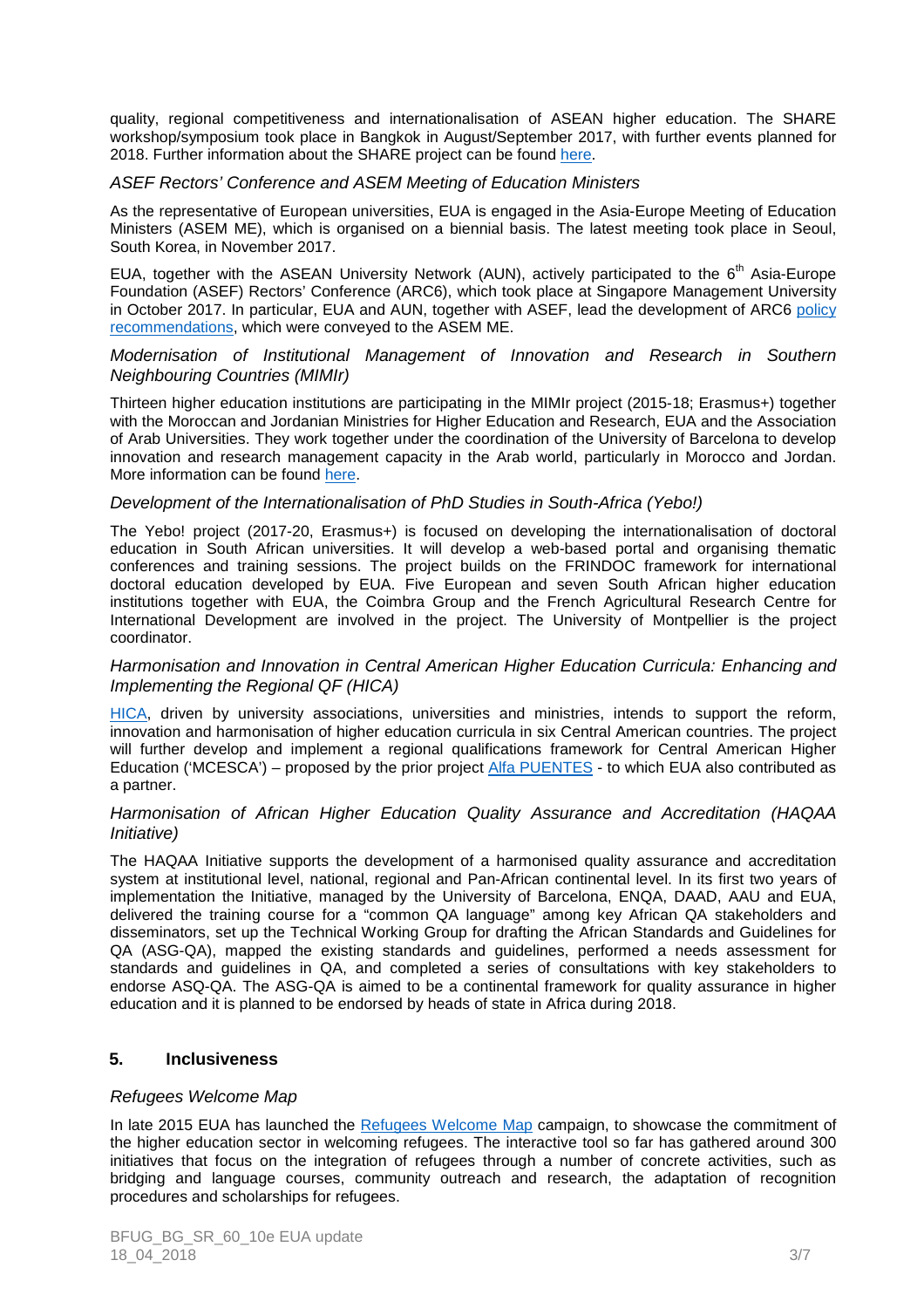quality, regional competitiveness and internationalisation of ASEAN higher education. The SHARE workshop/symposium took place in Bangkok in August/September 2017, with further events planned for 2018. Further information about the SHARE project can be found here.

### *ASEF Rectors' Conference and ASEM Meeting of Education Ministers*

As the representative of European universities, EUA is engaged in the Asia-Europe Meeting of Education Ministers (ASEM ME), which is organised on a biennial basis. The latest meeting took place in Seoul, South Korea, in November 2017.

EUA, together with the ASEAN University Network (AUN), actively participated to the 6th Asia-Europe Foundation (ASEF) Rectors' Conference (ARC6), which took place at Singapore Management University in October 2017. In particular, EUA and AUN, together with ASEF, lead the development of ARC6 policy recommendations, which were conveyed to the ASEM ME.

### *Modernisation of Institutional Management of Innovation and Research in Southern Neighbouring Countries (MIMIr)*

Thirteen higher education institutions are participating in the MIMIr project (2015-18; Erasmus+) together with the Moroccan and Jordanian Ministries for Higher Education and Research, EUA and the Association of Arab Universities. They work together under the coordination of the University of Barcelona to develop innovation and research management capacity in the Arab world, particularly in Morocco and Jordan. More information can be found here.

### *Development of the Internationalisation of PhD Studies in South-Africa (Yebo!)*

The Yebo! project (2017-20, Erasmus+) is focused on developing the internationalisation of doctoral education in South African universities. It will develop a web-based portal and organising thematic conferences and training sessions. The project builds on the FRINDOC framework for international doctoral education developed by EUA. Five European and seven South African higher education institutions together with EUA, the Coimbra Group and the French Agricultural Research Centre for International Development are involved in the project. The University of Montpellier is the project coordinator.

### *Harmonisation and Innovation in Central American Higher Education Curricula: Enhancing and Implementing the Regional QF (HICA)*

HICA, driven by university associations, universities and ministries, intends to support the reform, innovation and harmonisation of higher education curricula in six Central American countries. The project will further develop and implement a regional qualifications framework for Central American Higher Education ('MCESCA') – proposed by the prior project Alfa PUENTES - to which EUA also contributed as a partner.

### *Harmonisation of African Higher Education Quality Assurance and Accreditation (HAQAA Initiative)*

The HAQAA Initiative supports the development of a harmonised quality assurance and accreditation system at institutional level, national, regional and Pan-African continental level. In its first two years of implementation the Initiative, managed by the University of Barcelona, ENQA, DAAD, AAU and EUA, delivered the training course for a "common QA language" among key African QA stakeholders and disseminators, set up the Technical Working Group for drafting the African Standards and Guidelines for QA (ASG-QA), mapped the existing standards and guidelines, performed a needs assessment for standards and guidelines in QA, and completed a series of consultations with key stakeholders to endorse ASQ-QA. The ASG-QA is aimed to be a continental framework for quality assurance in higher education and it is planned to be endorsed by heads of state in Africa during 2018.

## 5. Inclusiveness

### *Refugees Welcome Map*

In late 2015 EUA has launched the Refugees Welcome Map campaign, to showcase the commitment of the higher education sector in welcoming refugees. The interactive tool so far has gathered around 300 initiatives that focus on the integration of refugees through a number of concrete activities, such as bridging and language courses, community outreach and research, the adaptation of recognition procedures and scholarships for refugees.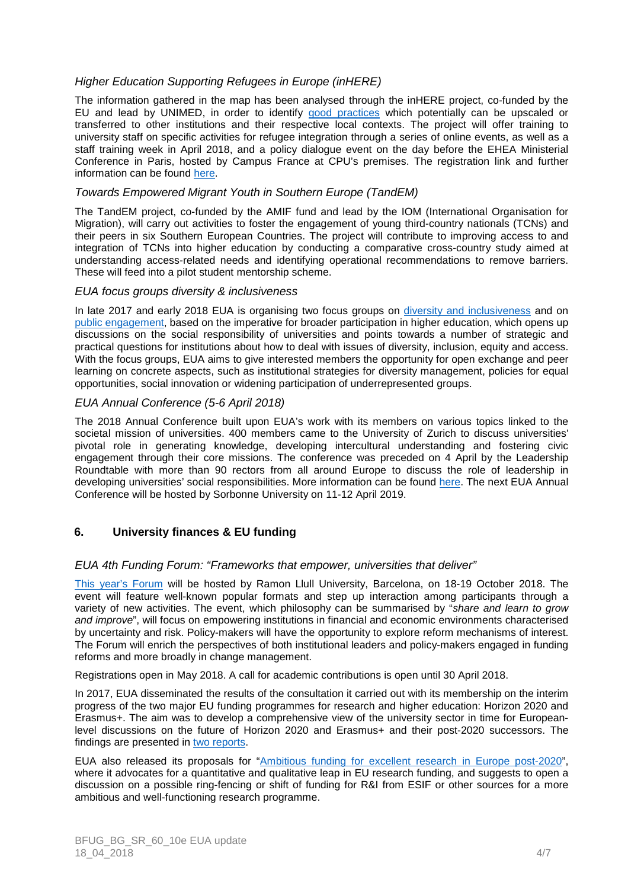### *Higher Education Supporting Refugees in Europe (inHERE)*

The information gathered in the map has been analysed through the inHERE project, co-funded by the EU and lead by UNIMED, in order to identify good practices which potentially can be upscaled or transferred to other institutions and their respective local contexts. The project will offer training to university staff on specific activities for refugee integration through a series of online events, as well as a staff training week in April 2018, and a policy dialogue event on the day before the EHEA Ministerial Conference in Paris, hosted by Campus France at CPU's premises. The registration link and further information can be found here.

### *Towards Empowered Migrant Youth in Southern Europe (TandEM)*

The TandEM project, co-funded by the AMIF fund and lead by the IOM (International Organisation for Migration), will carry out activities to foster the engagement of young third-country nationals (TCNs) and their peers in six Southern European Countries. The project will contribute to improving access to and integration of TCNs into higher education by conducting a comparative cross-country study aimed at understanding access-related needs and identifying operational recommendations to remove barriers. These will feed into a pilot student mentorship scheme.

### *EUA focus groups diversity & inclusiveness*

In late 2017 and early 2018 EUA is organising two focus groups on diversity and inclusiveness and on public engagement, based on the imperative for broader participation in higher education, which opens up discussions on the social responsibility of universities and points towards a number of strategic and practical questions for institutions about how to deal with issues of diversity, inclusion, equity and access. With the focus groups, EUA aims to give interested members the opportunity for open exchange and peer learning on concrete aspects, such as institutional strategies for diversity management, policies for equal opportunities, social innovation or widening participation of underrepresented groups.

### *EUA Annual Conference (5-6 April 2018)*

The 2018 Annual Conference built upon EUA's work with its members on various topics linked to the societal mission of universities. 400 members came to the University of Zurich to discuss universities' pivotal role in generating knowledge, developing intercultural understanding and fostering civic engagement through their core missions. The conference was preceded on 4 April by the Leadership Roundtable with more than 90 rectors from all around Europe to discuss the role of leadership in developing universities' social responsibilities. More information can be found here. The next EUA Annual Conference will be hosted by Sorbonne University on 11-12 April 2019.

## 6. University finances & EU funding

### *EUA 4th Funding Forum: "Frameworks that empower, universities that deliver"*

This year's Forum will be hosted by Ramon Llull University, Barcelona, on 18-19 October 2018. The event will feature well-known popular formats and step up interaction among participants through a variety of new activities. The event, which philosophy can be summarised by "*share and learn to grow and improve*", will focus on empowering institutions in financial and economic environments characterised by uncertainty and risk. Policy-makers will have the opportunity to explore reform mechanisms of interest. The Forum will enrich the perspectives of both institutional leaders and policy-makers engaged in funding reforms and more broadly in change management.

Registrations open in May 2018. A call for academic contributions is open until 30 April 2018.

In 2017, EUA disseminated the results of the consultation it carried out with its membership on the interim progress of the two major EU funding programmes for research and higher education: Horizon 2020 and Erasmus+. The aim was to develop a comprehensive view of the university sector in time for European-level discussions on the future of Horizon 2020 and Erasmus+ and their post-2020 successors. The findings are presented in two reports.

EUA also released its proposals for "Ambitious funding for excellent research in Europe post-2020", where it advocates for a quantitative and qualitative leap in EU research funding, and suggests to open a discussion on a possible ring-fencing or shift of funding for R&I from ESIF or other sources for a more ambitious and well-functioning research programme.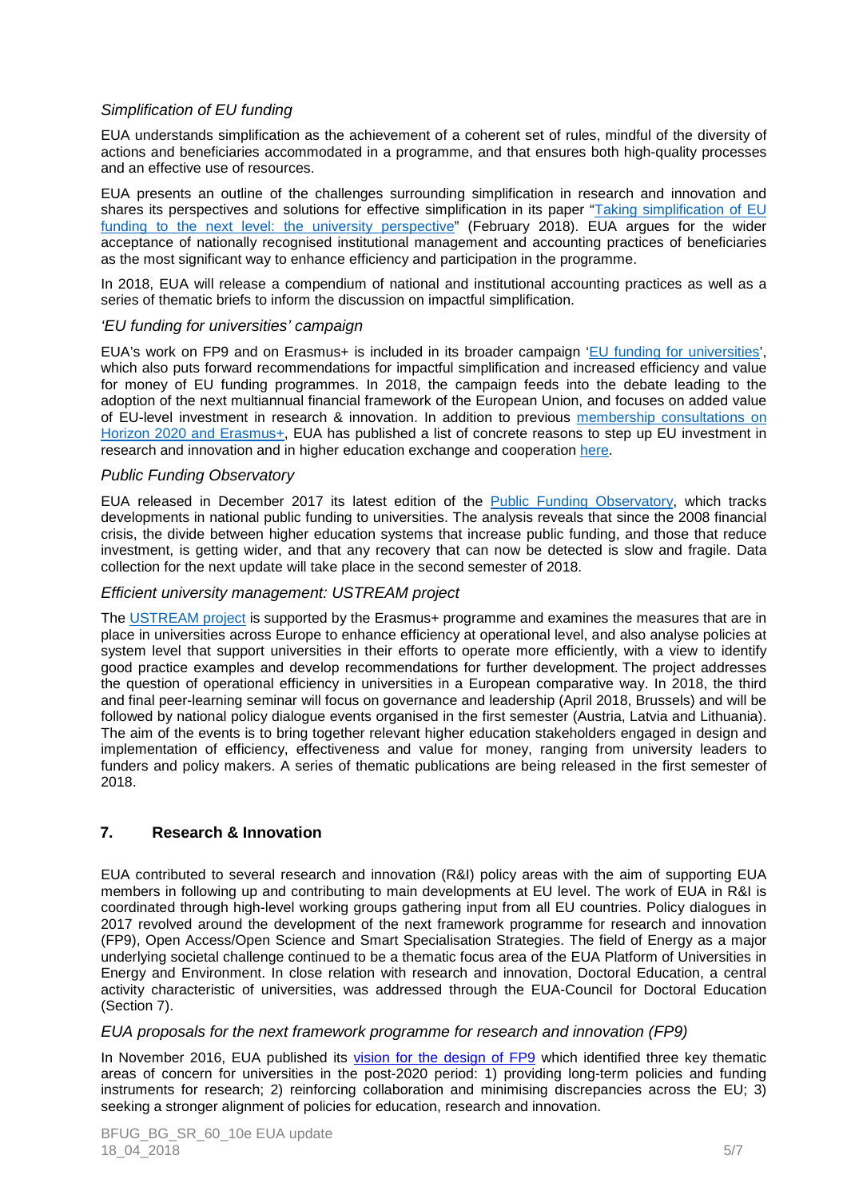### *Simplification of EU funding*

EUA understands simplification as the achievement of a coherent set of rules, mindful of the diversity of actions and beneficiaries accommodated in a programme, and that ensures both high-quality processes and an effective use of resources.

EUA presents an outline of the challenges surrounding simplification in research and innovation and shares its perspectives and solutions for effective simplification in its paper "Taking simplification of EU funding to the next level: the university perspective" (February 2018). EUA argues for the wider acceptance of nationally recognised institutional management and accounting practices of beneficiaries as the most significant way to enhance efficiency and participation in the programme.

In 2018, EUA will release a compendium of national and institutional accounting practices as well as a series of thematic briefs to inform the discussion on impactful simplification.

### *'EU funding for universities' campaign*

EUA's work on FP9 and on Erasmus+ is included in its broader campaign 'EU funding for universities', which also puts forward recommendations for impactful simplification and increased efficiency and value for money of EU funding programmes. In 2018, the campaign feeds into the debate leading to the adoption of the next multiannual financial framework of the European Union, and focuses on added value of EU-level investment in research & innovation. In addition to previous membership consultations on Horizon 2020 and Erasmus+, EUA has published a list of concrete reasons to step up EU investment in research and innovation and in higher education exchange and cooperation here.

### *Public Funding Observatory*

EUA released in December 2017 its latest edition of the Public Funding Observatory, which tracks developments in national public funding to universities. The analysis reveals that since the 2008 financial crisis, the divide between higher education systems that increase public funding, and those that reduce investment, is getting wider, and that any recovery that can now be detected is slow and fragile. Data collection for the next update will take place in the second semester of 2018.

### *Efficient university management: USTREAM project*

The USTREAM project is supported by the Erasmus+ programme and examines the measures that are in place in universities across Europe to enhance efficiency at operational level, and also analyse policies at system level that support universities in their efforts to operate more efficiently, with a view to identify good practice examples and develop recommendations for further development. The project addresses the question of operational efficiency in universities in a European comparative way. In 2018, the third and final peer-learning seminar will focus on governance and leadership (April 2018, Brussels) and will be followed by national policy dialogue events organised in the first semester (Austria, Latvia and Lithuania). The aim of the events is to bring together relevant higher education stakeholders engaged in design and implementation of efficiency, effectiveness and value for money, ranging from university leaders to funders and policy makers. A series of thematic publications are being released in the first semester of 2018.

## 7. Research & Innovation

EUA contributed to several research and innovation (R&I) policy areas with the aim of supporting EUA members in following up and contributing to main developments at EU level. The work of EUA in R&I is coordinated through high-level working groups gathering input from all EU countries. Policy dialogues in 2017 revolved around the development of the next framework programme for research and innovation (FP9), Open Access/Open Science and Smart Specialisation Strategies. The field of Energy as a major underlying societal challenge continued to be a thematic focus area of the EUA Platform of Universities in Energy and Environment. In close relation with research and innovation, Doctoral Education, a central activity characteristic of universities, was addressed through the EUA-Council for Doctoral Education (Section 7).

### *EUA proposals for the next framework programme for research and innovation (FP9)*

In November 2016, EUA published its vision for the design of FP9 which identified three key thematic areas of concern for universities in the post-2020 period: 1) providing long-term policies and funding instruments for research; 2) reinforcing collaboration and minimising discrepancies across the EU; 3) seeking a stronger alignment of policies for education, research and innovation.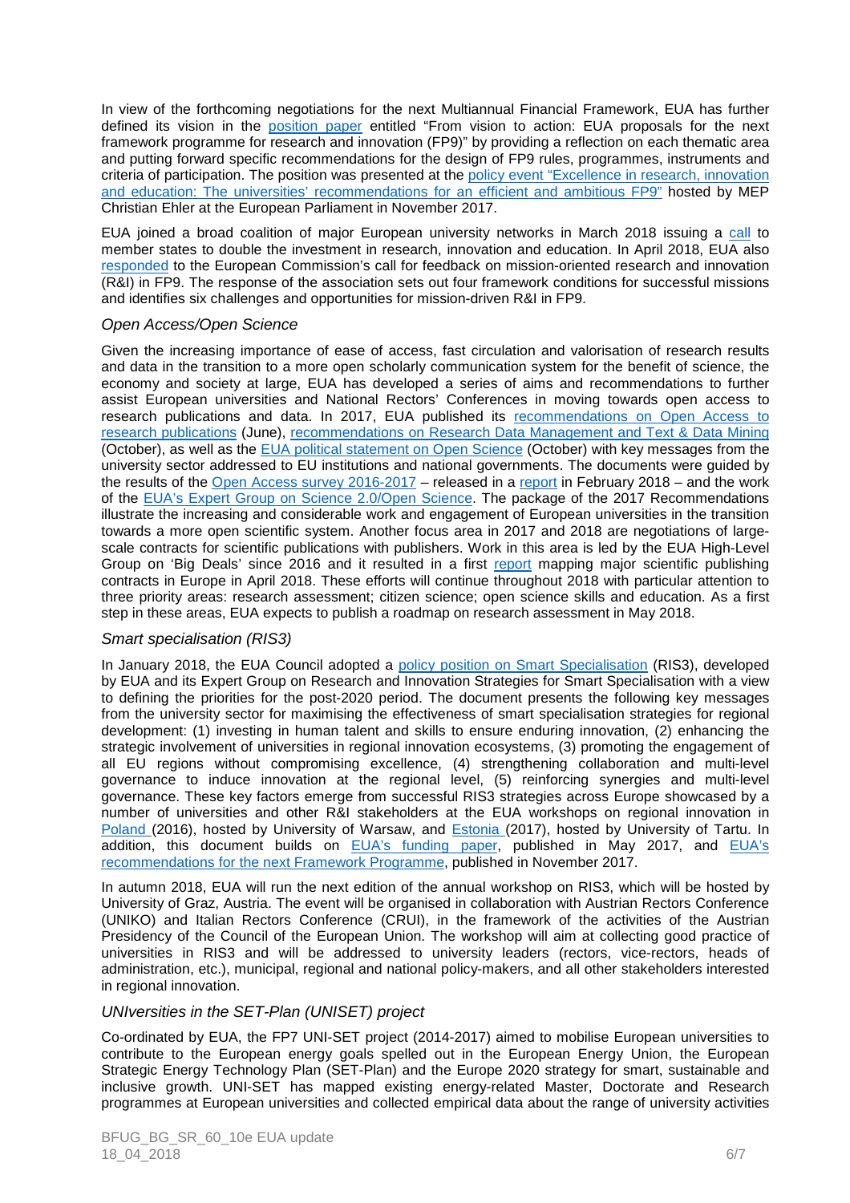In view of the forthcoming negotiations for the next Multiannual Financial Framework, EUA has further defined its vision in the position paper entitled "From vision to action: EUA proposals for the next framework programme for research and innovation (FP9)" by providing a reflection on each thematic area and putting forward specific recommendations for the design of FP9 rules, programmes, instruments and criteria of participation. The position was presented at the policy event "Excellence in research, innovation and education: The universities' recommendations for an efficient and ambitious FP9" hosted by MEP Christian Ehler at the European Parliament in November 2017.

EUA joined a broad coalition of major European university networks in March 2018 issuing a call to member states to double the investment in research, innovation and education. In April 2018, EUA also responded to the European Commission's call for feedback on mission-oriented research and innovation (R&I) in FP9. The response of the association sets out four framework conditions for successful missions and identifies six challenges and opportunities for mission-driven R&I in FP9.

### *Open Access/Open Science*

Given the increasing importance of ease of access, fast circulation and valorisation of research results and data in the transition to a more open scholarly communication system for the benefit of science, the economy and society at large, EUA has developed a series of aims and recommendations to further assist European universities and National Rectors' Conferences in moving towards open access to research publications and data. In 2017, EUA published its recommendations on Open Access to research publications (June), recommendations on Research Data Management and Text & Data Mining (October), as well as the EUA political statement on Open Science (October) with key messages from the university sector addressed to EU institutions and national governments. The documents were guided by the results of the Open Access survey 2016-2017 – released in a report in February 2018 – and the work of the EUA's Expert Group on Science 2.0/Open Science. The package of the 2017 Recommendations illustrate the increasing and considerable work and engagement of European universities in the transition towards a more open scientific system. Another focus area in 2017 and 2018 are negotiations of large-scale contracts for scientific publications with publishers. Work in this area is led by the EUA High-Level Group on 'Big Deals' since 2016 and it resulted in a first report mapping major scientific publishing contracts in Europe in April 2018. These efforts will continue throughout 2018 with particular attention to three priority areas: research assessment; citizen science; open science skills and education. As a first step in these areas, EUA expects to publish a roadmap on research assessment in May 2018.

### *Smart specialisation (RIS3)*

In January 2018, the EUA Council adopted a policy position on Smart Specialisation (RIS3), developed by EUA and its Expert Group on Research and Innovation Strategies for Smart Specialisation with a view to defining the priorities for the post-2020 period. The document presents the following key messages from the university sector for maximising the effectiveness of smart specialisation strategies for regional development: (1) investing in human talent and skills to ensure enduring innovation, (2) enhancing the strategic involvement of universities in regional innovation ecosystems, (3) promoting the engagement of all EU regions without compromising excellence, (4) strengthening collaboration and multi-level governance to induce innovation at the regional level, (5) reinforcing synergies and multi-level governance. These key factors emerge from successful RIS3 strategies across Europe showcased by a number of universities and other R&I stakeholders at the EUA workshops on regional innovation in Poland (2016), hosted by University of Warsaw, and Estonia (2017), hosted by University of Tartu. In addition, this document builds on EUA's funding paper, published in May 2017, and EUA's recommendations for the next Framework Programme, published in November 2017.

In autumn 2018, EUA will run the next edition of the annual workshop on RIS3, which will be hosted by University of Graz, Austria. The event will be organised in collaboration with Austrian Rectors Conference (UNIKO) and Italian Rectors Conference (CRUI), in the framework of the activities of the Austrian Presidency of the Council of the European Union. The workshop will aim at collecting good practice of universities in RIS3 and will be addressed to university leaders (rectors, vice-rectors, heads of administration, etc.), municipal, regional and national policy-makers, and all other stakeholders interested in regional innovation.

### *UNIversities in the SET-Plan (UNISET) project*

Co-ordinated by EUA, the FP7 UNI-SET project (2014-2017) aimed to mobilise European universities to contribute to the European energy goals spelled out in the European Energy Union, the European Strategic Energy Technology Plan (SET-Plan) and the Europe 2020 strategy for smart, sustainable and inclusive growth. UNI-SET has mapped existing energy-related Master, Doctorate and Research programmes at European universities and collected empirical data about the range of university activities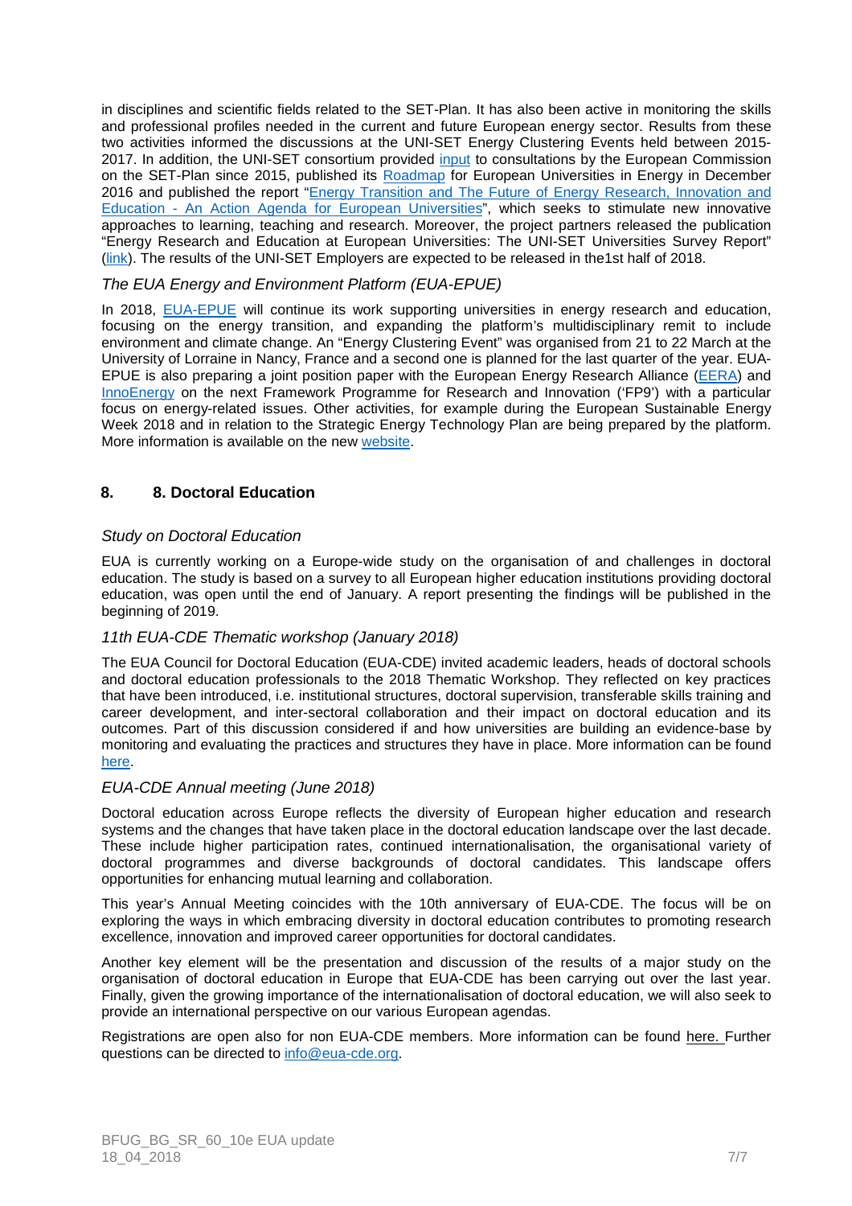in disciplines and scientific fields related to the SET-Plan. It has also been active in monitoring the skills and professional profiles needed in the current and future European energy sector. Results from these two activities informed the discussions at the UNI-SET Energy Clustering Events held between 2015-2017. In addition, the UNI-SET consortium provided input to consultations by the European Commission on the SET-Plan since 2015, published its Roadmap for European Universities in Energy in December 2016 and published the report "Energy Transition and The Future of Energy Research, Innovation and Education - An Action Agenda for European Universities", which seeks to stimulate new innovative approaches to learning, teaching and research. Moreover, the project partners released the publication "Energy Research and Education at European Universities: The UNI-SET Universities Survey Report" (link). The results of the UNI-SET Employers are expected to be released in the1st half of 2018.

### *The EUA Energy and Environment Platform (EUA-EPUE)*

In 2018, EUA-EPUE will continue its work supporting universities in energy research and education, focusing on the energy transition, and expanding the platform's multidisciplinary remit to include environment and climate change. An "Energy Clustering Event" was organised from 21 to 22 March at the University of Lorraine in Nancy, France and a second one is planned for the last quarter of the year. EUA-EPUE is also preparing a joint position paper with the European Energy Research Alliance (EERA) and InnoEnergy on the next Framework Programme for Research and Innovation ('FP9') with a particular focus on energy-related issues. Other activities, for example during the European Sustainable Energy Week 2018 and in relation to the Strategic Energy Technology Plan are being prepared by the platform. More information is available on the new website.

## 8. 8. Doctoral Education

### *Study on Doctoral Education*

EUA is currently working on a Europe-wide study on the organisation of and challenges in doctoral education. The study is based on a survey to all European higher education institutions providing doctoral education, was open until the end of January. A report presenting the findings will be published in the beginning of 2019.

### *11th EUA-CDE Thematic workshop (January 2018)*

The EUA Council for Doctoral Education (EUA-CDE) invited academic leaders, heads of doctoral schools and doctoral education professionals to the 2018 Thematic Workshop. They reflected on key practices that have been introduced, i.e. institutional structures, doctoral supervision, transferable skills training and career development, and inter-sectoral collaboration and their impact on doctoral education and its outcomes. Part of this discussion considered if and how universities are building an evidence-base by monitoring and evaluating the practices and structures they have in place. More information can be found here.

### *EUA-CDE Annual meeting (June 2018)*

Doctoral education across Europe reflects the diversity of European higher education and research systems and the changes that have taken place in the doctoral education landscape over the last decade. These include higher participation rates, continued internationalisation, the organisational variety of doctoral programmes and diverse backgrounds of doctoral candidates. This landscape offers opportunities for enhancing mutual learning and collaboration.

This year's Annual Meeting coincides with the 10th anniversary of EUA-CDE. The focus will be on exploring the ways in which embracing diversity in doctoral education contributes to promoting research excellence, innovation and improved career opportunities for doctoral candidates.

Another key element will be the presentation and discussion of the results of a major study on the organisation of doctoral education in Europe that EUA-CDE has been carrying out over the last year. Finally, given the growing importance of the internationalisation of doctoral education, we will also seek to provide an international perspective on our various European agendas.

Registrations are open also for non EUA-CDE members. More information can be found here. Further questions can be directed to info@eua-cde.org.